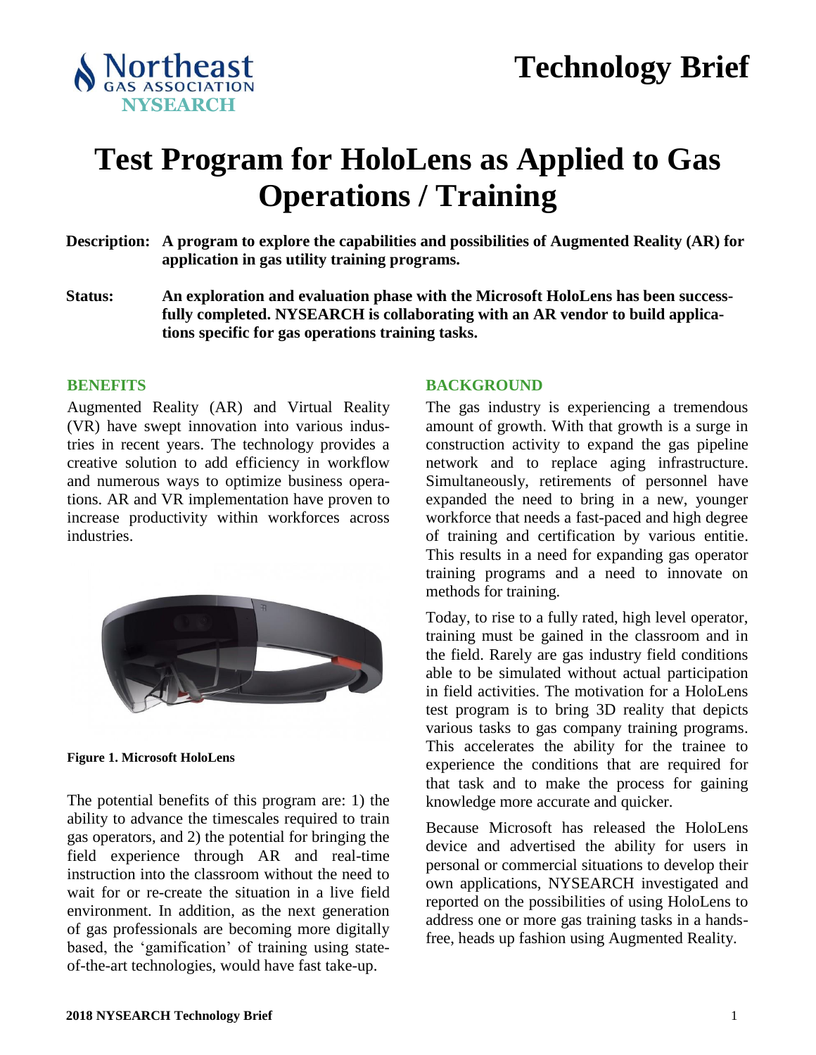# Technology Brief

# Test Program for HoloLens as Applied to Gas Operations / Training

**Description:** **A program to explore the capabilities and possibilities of Augmented Reality (AR) for application in gas utility training programs.**

**Status:** **An exploration and evaluation phase with the Microsoft HoloLens has been successfully completed. NYSEARCH is collaborating with an AR vendor to build applications specific for gas operations training tasks.**

## BENEFITS

Augmented Reality (AR) and Virtual Reality (VR) have swept innovation into various industries in recent years. The technology provides a creative solution to add efficiency in workflow and numerous ways to optimize business operations. AR and VR implementation have proven to increase productivity within workforces across industries.

**Figure 1. Microsoft HoloLens**

The potential benefits of this program are: 1) the ability to advance the timescales required to train gas operators, and 2) the potential for bringing the field experience through AR and real-time instruction into the classroom without the need to wait for or re-create the situation in a live field environment. In addition, as the next generation of gas professionals are becoming more digitally based, the 'gamification' of training using state-of-the-art technologies, would have fast take-up.

## BACKGROUND

The gas industry is experiencing a tremendous amount of growth. With that growth is a surge in construction activity to expand the gas pipeline network and to replace aging infrastructure. Simultaneously, retirements of personnel have expanded the need to bring in a new, younger workforce that needs a fast-paced and high degree of training and certification by various entitie. This results in a need for expanding gas operator training programs and a need to innovate on methods for training.

Today, to rise to a fully rated, high level operator, training must be gained in the classroom and in the field. Rarely are gas industry field conditions able to be simulated without actual participation in field activities. The motivation for a HoloLens test program is to bring 3D reality that depicts various tasks to gas company training programs. This accelerates the ability for the trainee to experience the conditions that are required for that task and to make the process for gaining knowledge more accurate and quicker.

Because Microsoft has released the HoloLens device and advertised the ability for users in personal or commercial situations to develop their own applications, NYSEARCH investigated and reported on the possibilities of using HoloLens to address one or more gas training tasks in a hands-free, heads up fashion using Augmented Reality.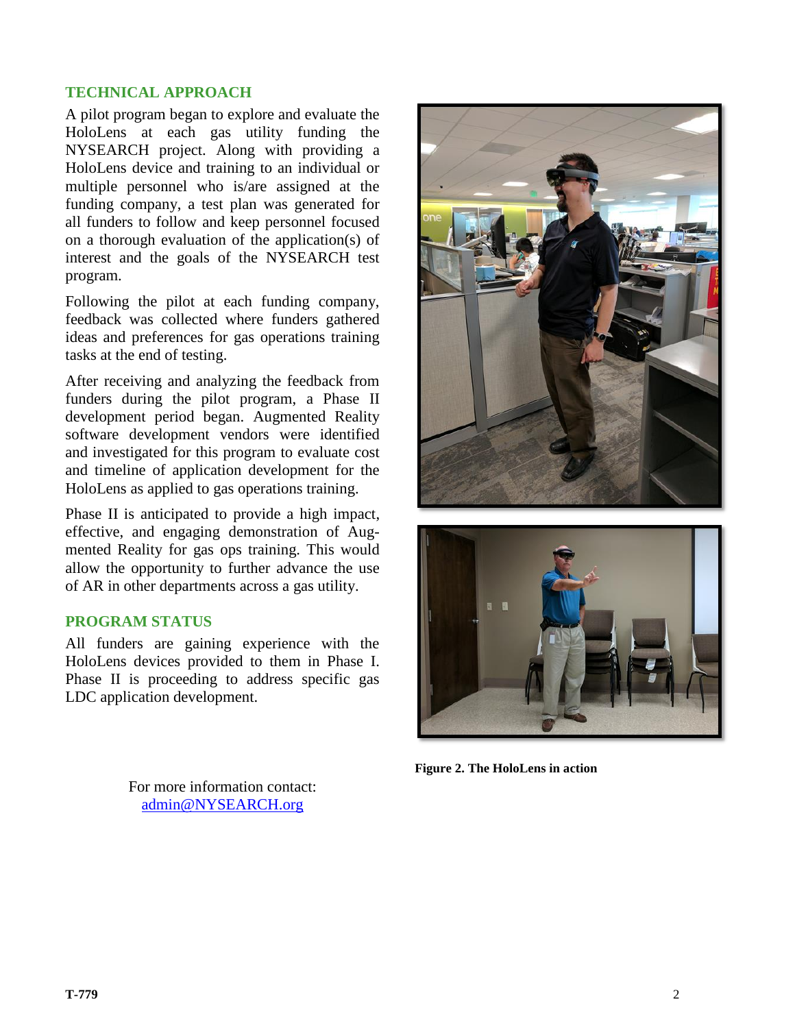## TECHNICAL APPROACH

A pilot program began to explore and evaluate the HoloLens at each gas utility funding the NYSEARCH project. Along with providing a HoloLens device and training to an individual or multiple personnel who is/are assigned at the funding company, a test plan was generated for all funders to follow and keep personnel focused on a thorough evaluation of the application(s) of interest and the goals of the NYSEARCH test program.

Following the pilot at each funding company, feedback was collected where funders gathered ideas and preferences for gas operations training tasks at the end of testing.

After receiving and analyzing the feedback from funders during the pilot program, a Phase II development period began. Augmented Reality software development vendors were identified and investigated for this program to evaluate cost and timeline of application development for the HoloLens as applied to gas operations training.

Phase II is anticipated to provide a high impact, effective, and engaging demonstration of Augmented Reality for gas ops training. This would allow the opportunity to further advance the use of AR in other departments across a gas utility.

## PROGRAM STATUS

All funders are gaining experience with the HoloLens devices provided to them in Phase I. Phase II is proceeding to address specific gas LDC application development.

**Figure 2. The HoloLens in action**

For more information contact:
admin@NYSEARCH.org